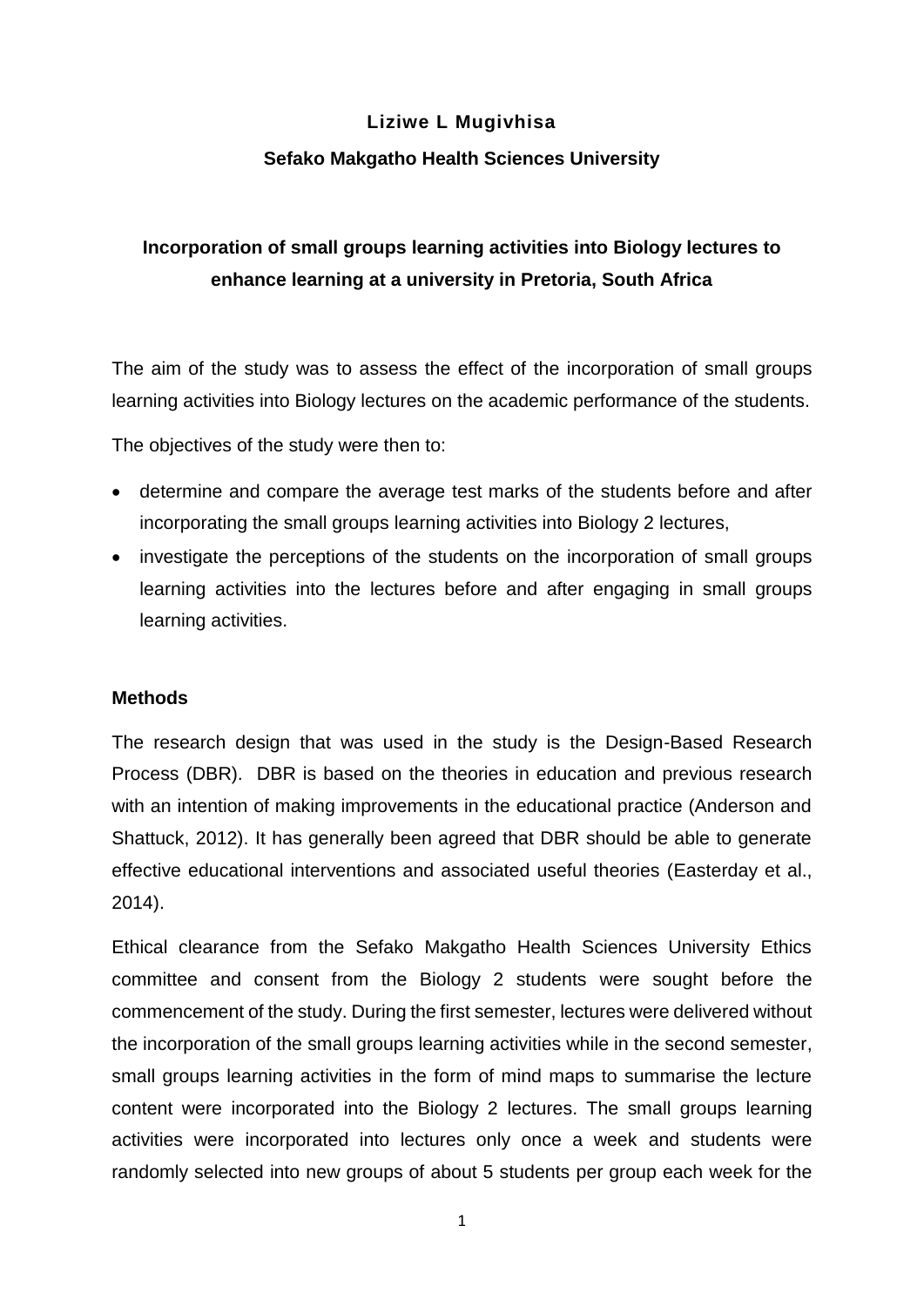**Liziwe L Mugivhisa**

**Sefako Makgatho Health Sciences University**

# Incorporation of small groups learning activities into Biology lectures to enhance learning at a university in Pretoria, South Africa

The aim of the study was to assess the effect of the incorporation of small groups learning activities into Biology lectures on the academic performance of the students.

The objectives of the study were then to:

- determine and compare the average test marks of the students before and after incorporating the small groups learning activities into Biology 2 lectures,
- investigate the perceptions of the students on the incorporation of small groups learning activities into the lectures before and after engaging in small groups learning activities.

## Methods

The research design that was used in the study is the Design-Based Research Process (DBR). DBR is based on the theories in education and previous research with an intention of making improvements in the educational practice (Anderson and Shattuck, 2012). It has generally been agreed that DBR should be able to generate effective educational interventions and associated useful theories (Easterday et al., 2014).

Ethical clearance from the Sefako Makgatho Health Sciences University Ethics committee and consent from the Biology 2 students were sought before the commencement of the study. During the first semester, lectures were delivered without the incorporation of the small groups learning activities while in the second semester, small groups learning activities in the form of mind maps to summarise the lecture content were incorporated into the Biology 2 lectures. The small groups learning activities were incorporated into lectures only once a week and students were randomly selected into new groups of about 5 students per group each week for the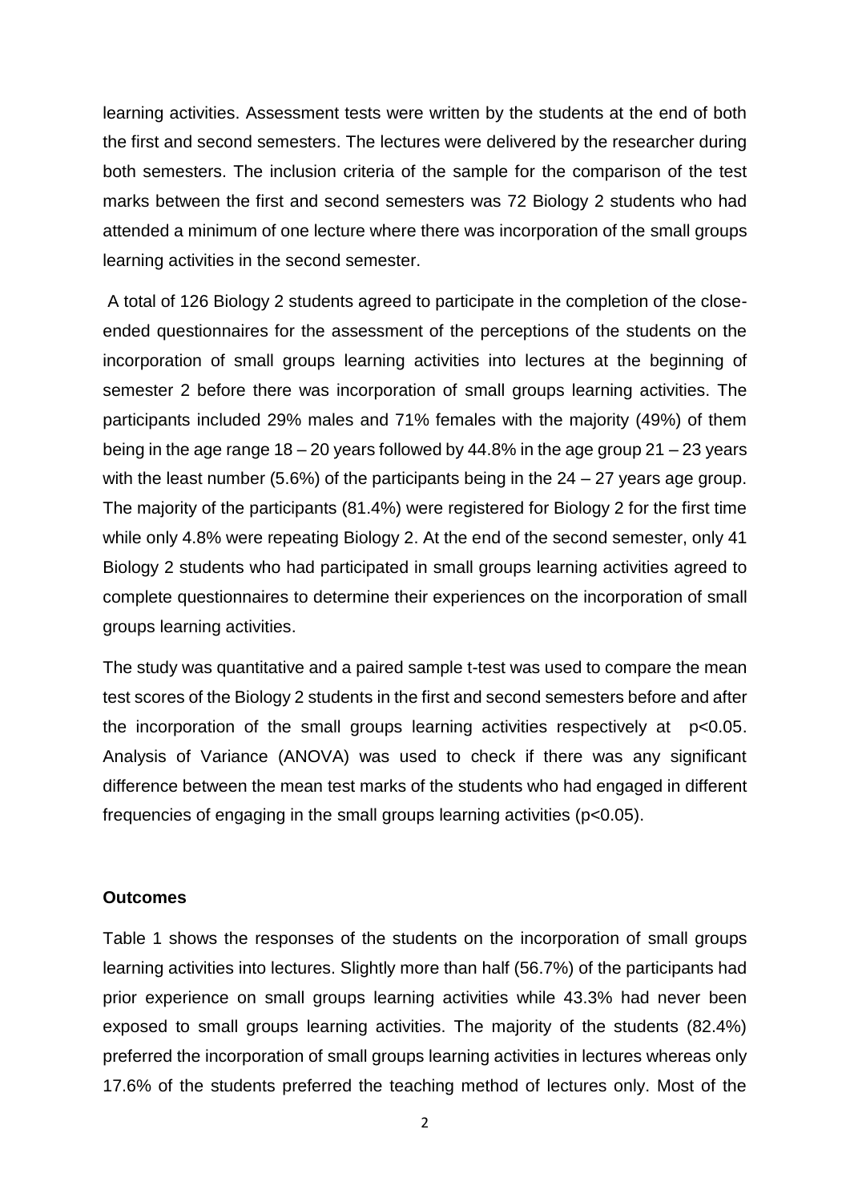learning activities. Assessment tests were written by the students at the end of both the first and second semesters. The lectures were delivered by the researcher during both semesters. The inclusion criteria of the sample for the comparison of the test marks between the first and second semesters was 72 Biology 2 students who had attended a minimum of one lecture where there was incorporation of the small groups learning activities in the second semester.

A total of 126 Biology 2 students agreed to participate in the completion of the close-ended questionnaires for the assessment of the perceptions of the students on the incorporation of small groups learning activities into lectures at the beginning of semester 2 before there was incorporation of small groups learning activities. The participants included 29% males and 71% females with the majority (49%) of them being in the age range 18 – 20 years followed by 44.8% in the age group 21 – 23 years with the least number (5.6%) of the participants being in the 24 – 27 years age group. The majority of the participants (81.4%) were registered for Biology 2 for the first time while only 4.8% were repeating Biology 2. At the end of the second semester, only 41 Biology 2 students who had participated in small groups learning activities agreed to complete questionnaires to determine their experiences on the incorporation of small groups learning activities.

The study was quantitative and a paired sample t-test was used to compare the mean test scores of the Biology 2 students in the first and second semesters before and after the incorporation of the small groups learning activities respectively at $p<0.05$. Analysis of Variance (ANOVA) was used to check if there was any significant difference between the mean test marks of the students who had engaged in different frequencies of engaging in the small groups learning activities ($p<0.05$).

**Outcomes**

Table 1 shows the responses of the students on the incorporation of small groups learning activities into lectures. Slightly more than half (56.7%) of the participants had prior experience on small groups learning activities while 43.3% had never been exposed to small groups learning activities. The majority of the students (82.4%) preferred the incorporation of small groups learning activities in lectures whereas only 17.6% of the students preferred the teaching method of lectures only. Most of the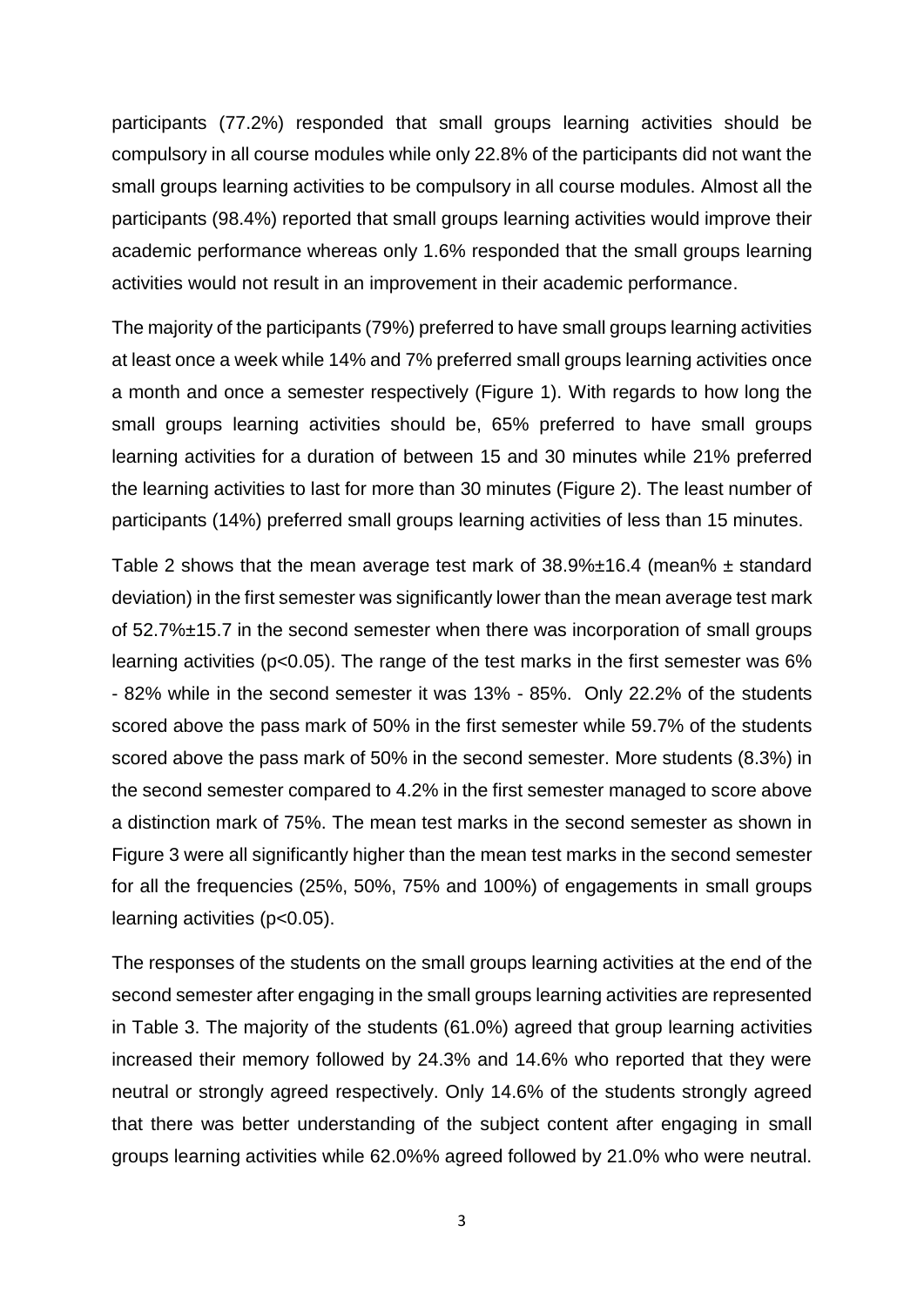participants (77.2%) responded that small groups learning activities should be compulsory in all course modules while only 22.8% of the participants did not want the small groups learning activities to be compulsory in all course modules. Almost all the participants (98.4%) reported that small groups learning activities would improve their academic performance whereas only 1.6% responded that the small groups learning activities would not result in an improvement in their academic performance.

The majority of the participants (79%) preferred to have small groups learning activities at least once a week while 14% and 7% preferred small groups learning activities once a month and once a semester respectively (Figure 1). With regards to how long the small groups learning activities should be, 65% preferred to have small groups learning activities for a duration of between 15 and 30 minutes while 21% preferred the learning activities to last for more than 30 minutes (Figure 2). The least number of participants (14%) preferred small groups learning activities of less than 15 minutes.

Table 2 shows that the mean average test mark of 38.9%±16.4 (mean% ± standard deviation) in the first semester was significantly lower than the mean average test mark of 52.7%±15.7 in the second semester when there was incorporation of small groups learning activities ($p<0.05$). The range of the test marks in the first semester was 6% - 82% while in the second semester it was 13% - 85%. Only 22.2% of the students scored above the pass mark of 50% in the first semester while 59.7% of the students scored above the pass mark of 50% in the second semester. More students (8.3%) in the second semester compared to 4.2% in the first semester managed to score above a distinction mark of 75%. The mean test marks in the second semester as shown in Figure 3 were all significantly higher than the mean test marks in the second semester for all the frequencies (25%, 50%, 75% and 100%) of engagements in small groups learning activities ($p<0.05$).

The responses of the students on the small groups learning activities at the end of the second semester after engaging in the small groups learning activities are represented in Table 3. The majority of the students (61.0%) agreed that group learning activities increased their memory followed by 24.3% and 14.6% who reported that they were neutral or strongly agreed respectively. Only 14.6% of the students strongly agreed that there was better understanding of the subject content after engaging in small groups learning activities while 62.0%% agreed followed by 21.0% who were neutral.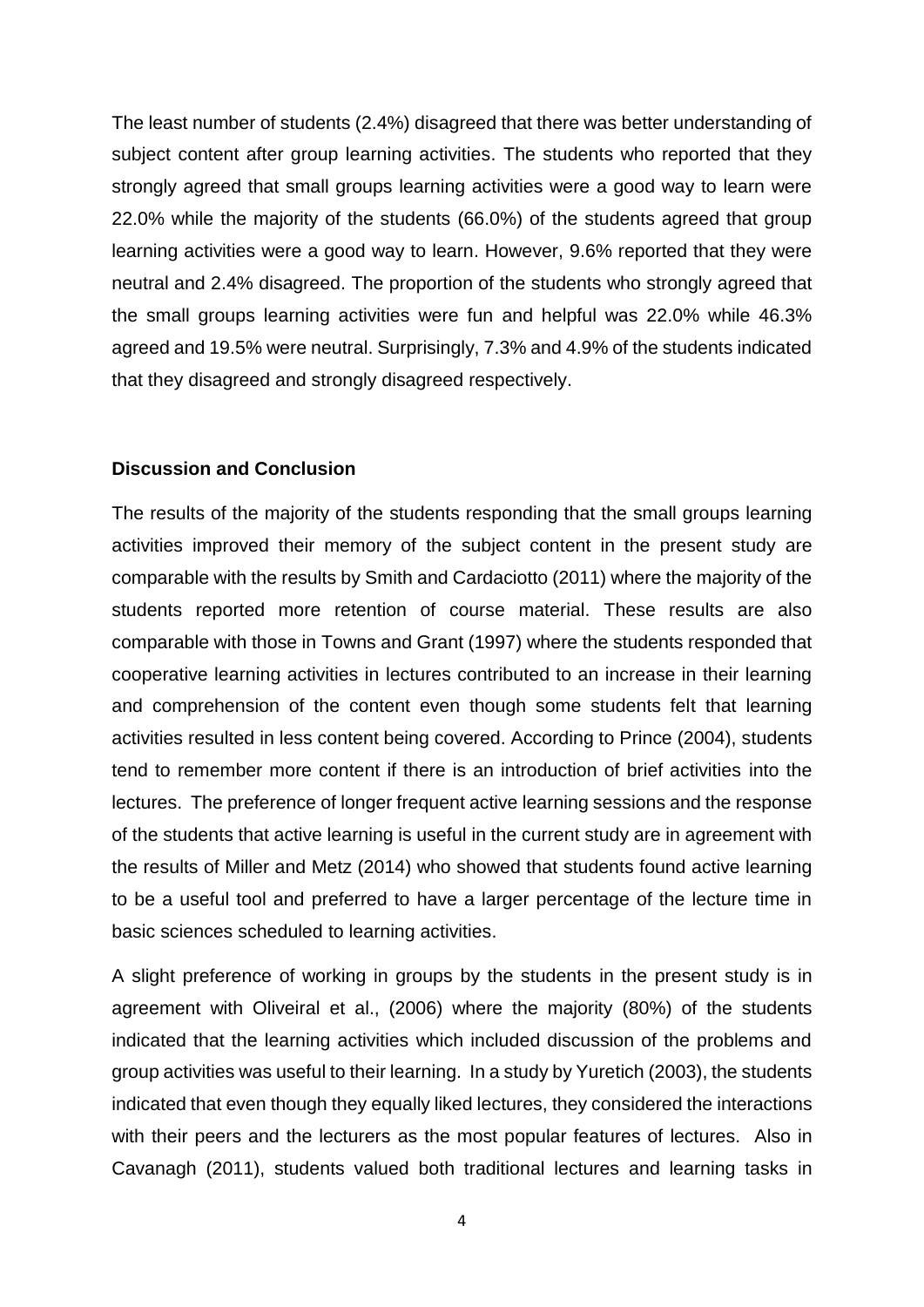The least number of students (2.4%) disagreed that there was better understanding of subject content after group learning activities. The students who reported that they strongly agreed that small groups learning activities were a good way to learn were 22.0% while the majority of the students (66.0%) of the students agreed that group learning activities were a good way to learn. However, 9.6% reported that they were neutral and 2.4% disagreed. The proportion of the students who strongly agreed that the small groups learning activities were fun and helpful was 22.0% while 46.3% agreed and 19.5% were neutral. Surprisingly, 7.3% and 4.9% of the students indicated that they disagreed and strongly disagreed respectively.

**Discussion and Conclusion**

The results of the majority of the students responding that the small groups learning activities improved their memory of the subject content in the present study are comparable with the results by Smith and Cardaciotto (2011) where the majority of the students reported more retention of course material. These results are also comparable with those in Towns and Grant (1997) where the students responded that cooperative learning activities in lectures contributed to an increase in their learning and comprehension of the content even though some students felt that learning activities resulted in less content being covered. According to Prince (2004), students tend to remember more content if there is an introduction of brief activities into the lectures. The preference of longer frequent active learning sessions and the response of the students that active learning is useful in the current study are in agreement with the results of Miller and Metz (2014) who showed that students found active learning to be a useful tool and preferred to have a larger percentage of the lecture time in basic sciences scheduled to learning activities.

A slight preference of working in groups by the students in the present study is in agreement with Oliveiral et al., (2006) where the majority (80%) of the students indicated that the learning activities which included discussion of the problems and group activities was useful to their learning. In a study by Yuretich (2003), the students indicated that even though they equally liked lectures, they considered the interactions with their peers and the lecturers as the most popular features of lectures. Also in Cavanagh (2011), students valued both traditional lectures and learning tasks in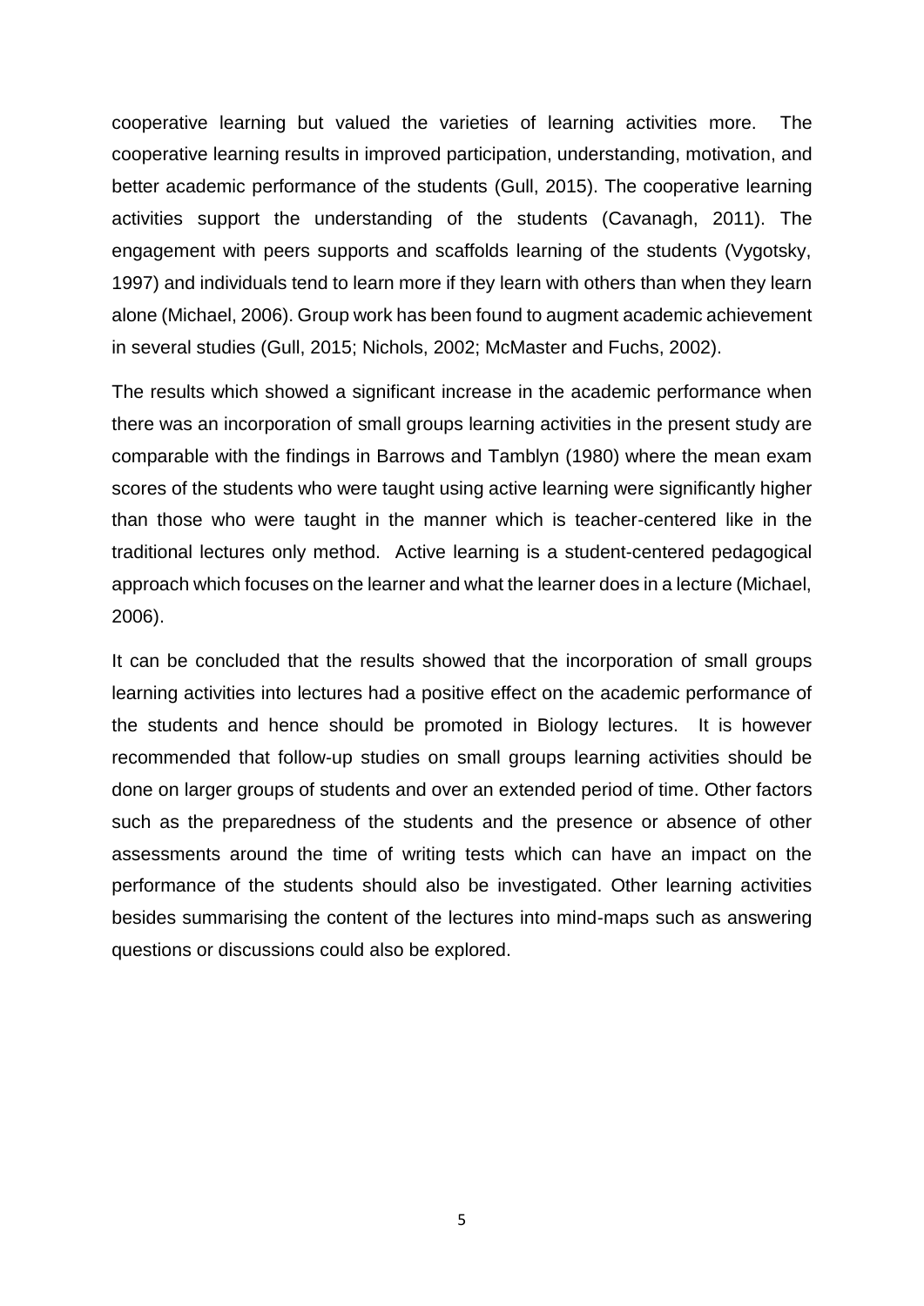cooperative learning but valued the varieties of learning activities more. The cooperative learning results in improved participation, understanding, motivation, and better academic performance of the students (Gull, 2015). The cooperative learning activities support the understanding of the students (Cavanagh, 2011). The engagement with peers supports and scaffolds learning of the students (Vygotsky, 1997) and individuals tend to learn more if they learn with others than when they learn alone (Michael, 2006). Group work has been found to augment academic achievement in several studies (Gull, 2015; Nichols, 2002; McMaster and Fuchs, 2002).

The results which showed a significant increase in the academic performance when there was an incorporation of small groups learning activities in the present study are comparable with the findings in Barrows and Tamblyn (1980) where the mean exam scores of the students who were taught using active learning were significantly higher than those who were taught in the manner which is teacher-centered like in the traditional lectures only method. Active learning is a student-centered pedagogical approach which focuses on the learner and what the learner does in a lecture (Michael, 2006).

It can be concluded that the results showed that the incorporation of small groups learning activities into lectures had a positive effect on the academic performance of the students and hence should be promoted in Biology lectures. It is however recommended that follow-up studies on small groups learning activities should be done on larger groups of students and over an extended period of time. Other factors such as the preparedness of the students and the presence or absence of other assessments around the time of writing tests which can have an impact on the performance of the students should also be investigated. Other learning activities besides summarising the content of the lectures into mind-maps such as answering questions or discussions could also be explored.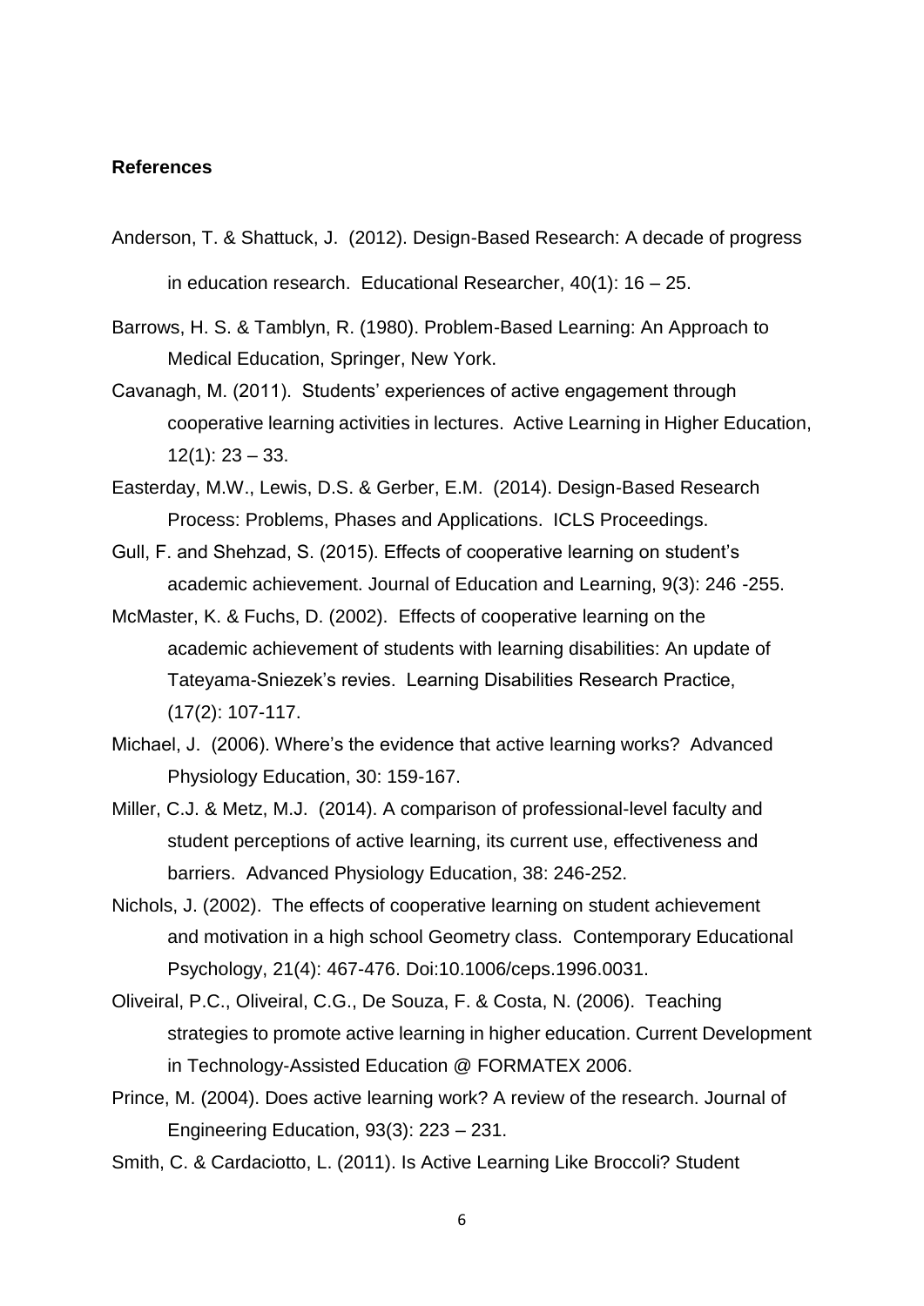**References**

Anderson, T. & Shattuck, J. (2012). Design-Based Research: A decade of progress in education research. Educational Researcher, 40(1): 16 – 25.

Barrows, H. S. & Tamblyn, R. (1980). Problem-Based Learning: An Approach to Medical Education, Springer, New York.

Cavanagh, M. (2011). Students' experiences of active engagement through cooperative learning activities in lectures. Active Learning in Higher Education, 12(1): 23 – 33.

Easterday, M.W., Lewis, D.S. & Gerber, E.M. (2014). Design-Based Research Process: Problems, Phases and Applications. ICLS Proceedings.

Gull, F. and Shehzad, S. (2015). Effects of cooperative learning on student's academic achievement. Journal of Education and Learning, 9(3): 246 -255.

McMaster, K. & Fuchs, D. (2002). Effects of cooperative learning on the academic achievement of students with learning disabilities: An update of Tateyama-Sniezek's revies. Learning Disabilities Research Practice, (17(2): 107-117.

Michael, J. (2006). Where's the evidence that active learning works? Advanced Physiology Education, 30: 159-167.

Miller, C.J. & Metz, M.J. (2014). A comparison of professional-level faculty and student perceptions of active learning, its current use, effectiveness and barriers. Advanced Physiology Education, 38: 246-252.

Nichols, J. (2002). The effects of cooperative learning on student achievement and motivation in a high school Geometry class. Contemporary Educational Psychology, 21(4): 467-476. Doi:10.1006/ceps.1996.0031.

Oliveiral, P.C., Oliveiral, C.G., De Souza, F. & Costa, N. (2006). Teaching strategies to promote active learning in higher education. Current Development in Technology-Assisted Education @ FORMATEX 2006.

Prince, M. (2004). Does active learning work? A review of the research. Journal of Engineering Education, 93(3): 223 – 231.

Smith, C. & Cardaciotto, L. (2011). Is Active Learning Like Broccoli? Student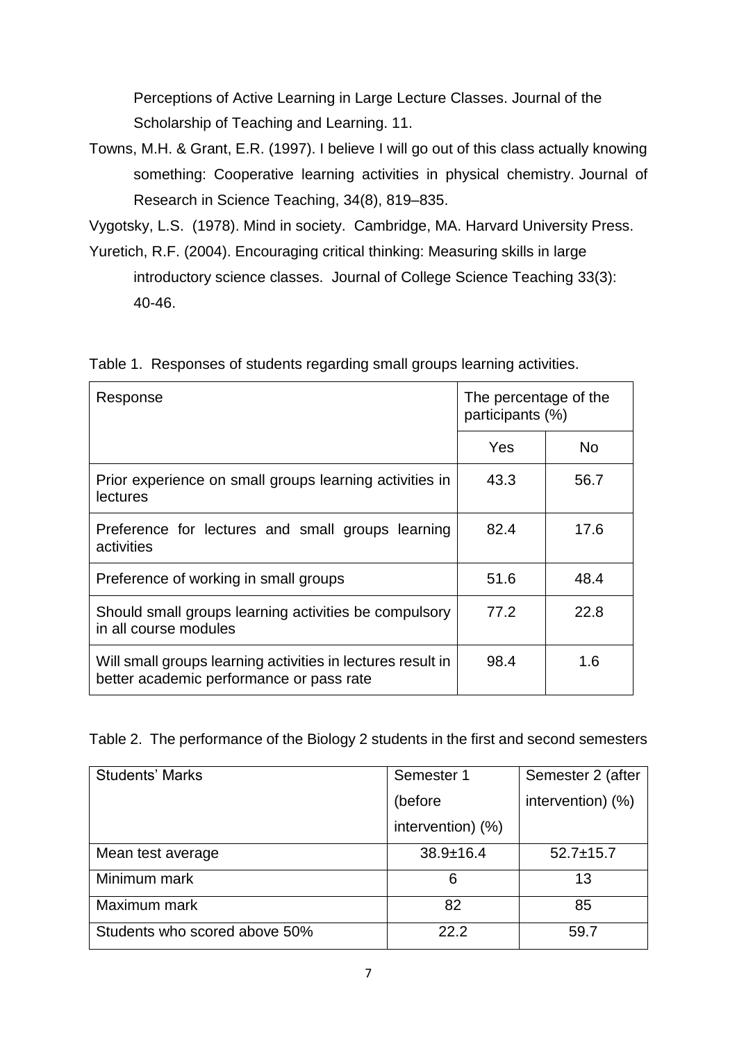Perceptions of Active Learning in Large Lecture Classes. Journal of the Scholarship of Teaching and Learning. 11.

Towns, M.H. & Grant, E.R. (1997). I believe I will go out of this class actually knowing something: Cooperative learning activities in physical chemistry. Journal of Research in Science Teaching, 34(8), 819–835.

Vygotsky, L.S. (1978). Mind in society. Cambridge, MA. Harvard University Press.

Yuretich, R.F. (2004). Encouraging critical thinking: Measuring skills in large introductory science classes. Journal of College Science Teaching 33(3): 40-46.

Table 1. Responses of students regarding small groups learning activities.

| Response | The percentage of the participants (%) | |
|---|---|---|
| | Yes | No |
| Prior experience on small groups learning activities in lectures | 43.3 | 56.7 |
| Preference for lectures and small groups learning activities | 82.4 | 17.6 |
| Preference of working in small groups | 51.6 | 48.4 |
| Should small groups learning activities be compulsory in all course modules | 77.2 | 22.8 |
| Will small groups learning activities in lectures result in better academic performance or pass rate | 98.4 | 1.6 |

Table 2. The performance of the Biology 2 students in the first and second semesters

| Students' Marks | Semester 1 (before intervention) (%) | Semester 2 (after intervention) (%) |
|---|---|---|
| Mean test average | 38.9±16.4 | 52.7±15.7 |
| Minimum mark | 6 | 13 |
| Maximum mark | 82 | 85 |
| Students who scored above 50% | 22.2 | 59.7 |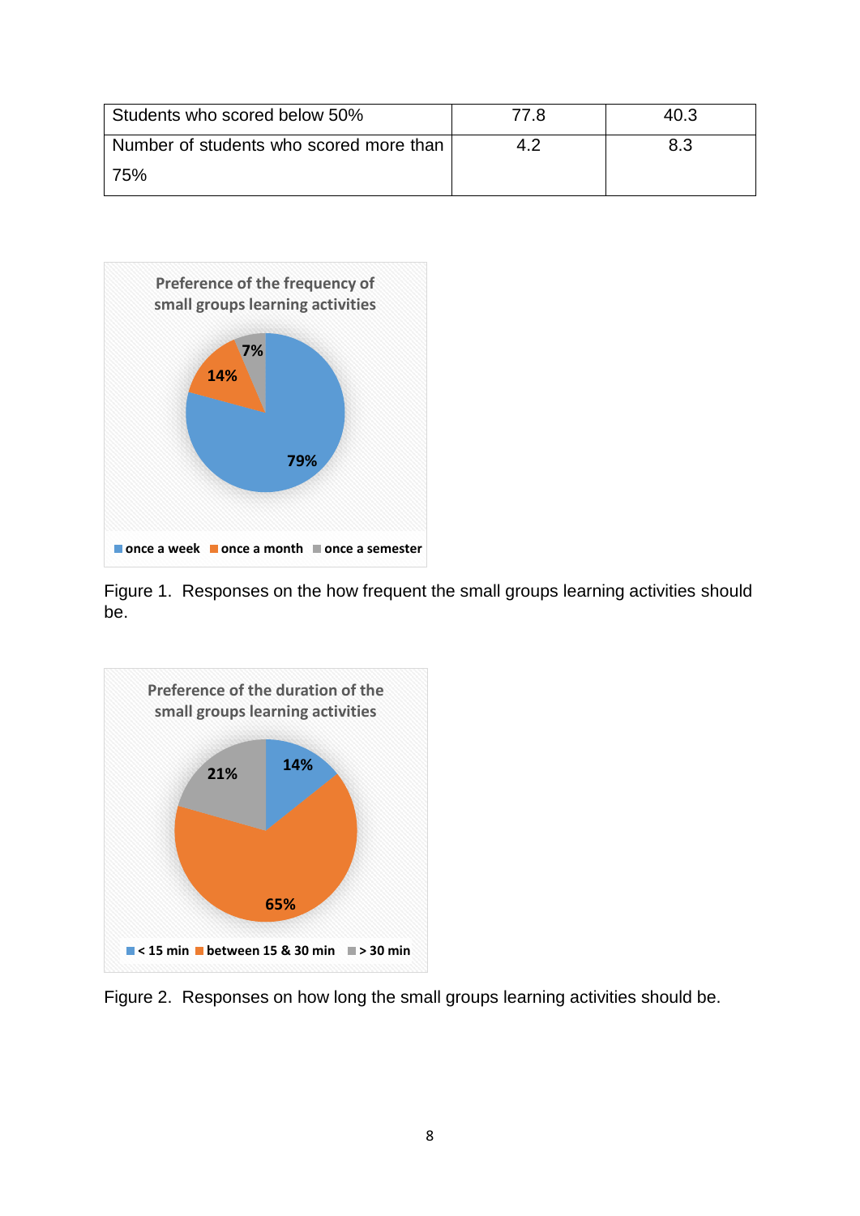| Students who scored below 50% | 77.8 | 40.3 |
| --- | --- | --- |
| Number of students who scored more than 75% | 4.2 | 8.3 |

Figure 1. Responses on the how frequent the small groups learning activities should be.

Figure 2. Responses on how long the small groups learning activities should be.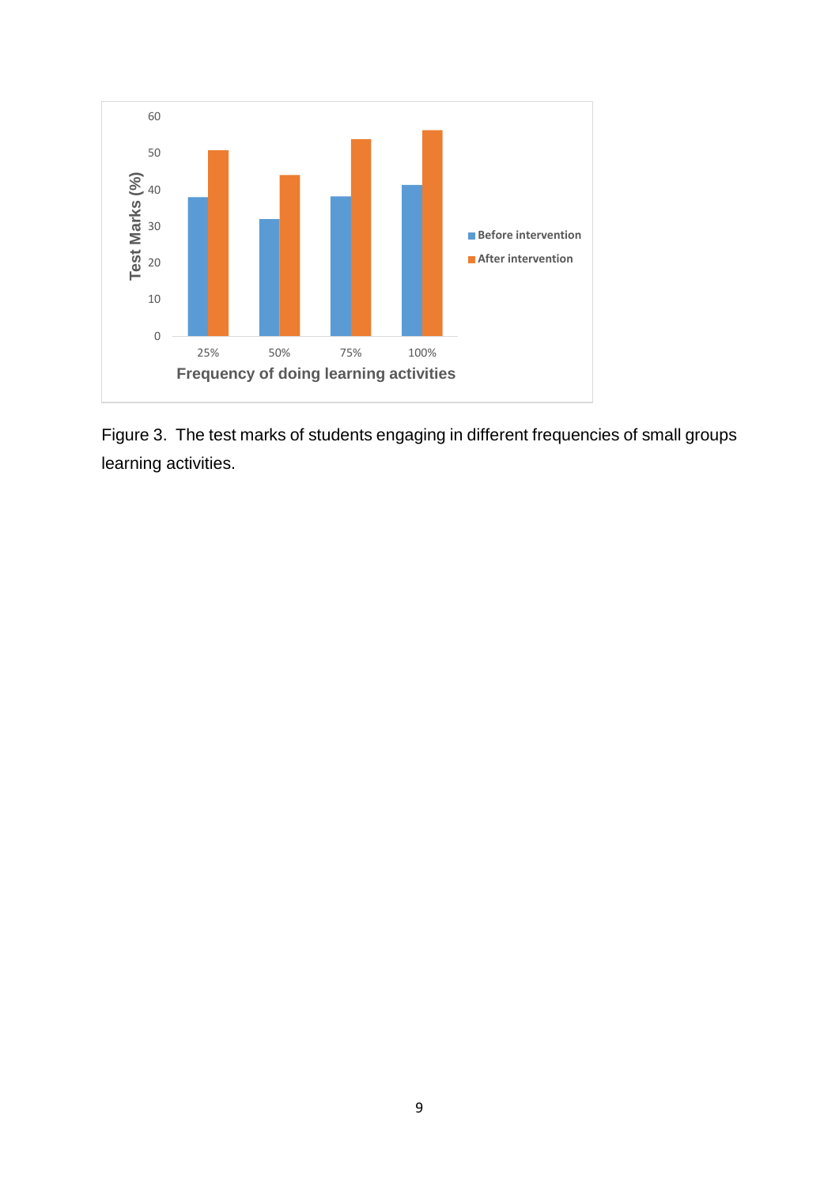60
50
40
30
20
10
0

Test Marks (%)

25%
50%
75%
100%

Frequency of doing learning activities

Before intervention
After intervention

Figure 3. The test marks of students engaging in different frequencies of small groups learning activities.